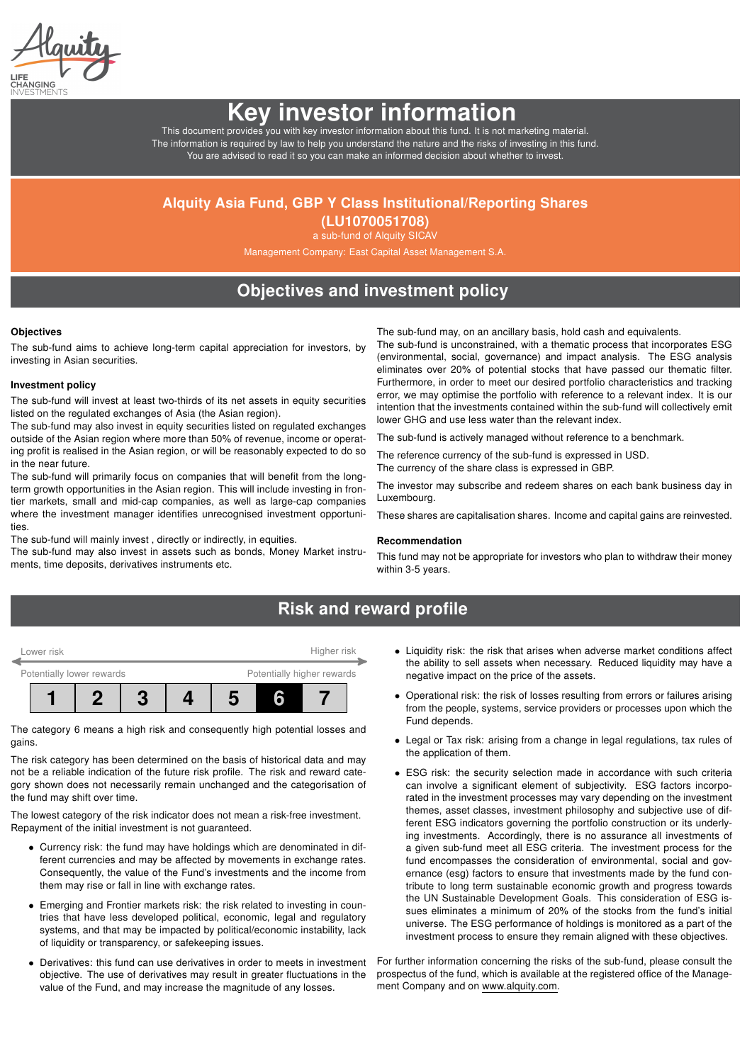# Key investor information

This document provides you with key investor information about this fund. It is not marketing material. The information is required by law to help you understand the nature and the risks of investing in this fund. You are advised to read it so you can make an informed decision about whether to invest.

## Alquity Asia Fund, GBP Y Class Institutional/Reporting Shares (LU1070051708)

a sub-fund of Alquity SICAV

Management Company: East Capital Asset Management S.A.

## Objectives and investment policy

### Objectives

The sub-fund aims to achieve long-term capital appreciation for investors, by investing in Asian securities.

### Investment policy

The sub-fund will invest at least two-thirds of its net assets in equity securities listed on the regulated exchanges of Asia (the Asian region).

The sub-fund may also invest in equity securities listed on regulated exchanges outside of the Asian region where more than 50% of revenue, income or operating profit is realised in the Asian region, or will be reasonably expected to do so in the near future.

The sub-fund will primarily focus on companies that will benefit from the long-term growth opportunities in the Asian region. This will include investing in frontier markets, small and mid-cap companies, as well as large-cap companies where the investment manager identifies unrecognised investment opportunities.

The sub-fund will mainly invest , directly or indirectly, in equities.

The sub-fund may also invest in assets such as bonds, Money Market instruments, time deposits, derivatives instruments etc.

The sub-fund may, on an ancillary basis, hold cash and equivalents.

The sub-fund is unconstrained, with a thematic process that incorporates ESG (environmental, social, governance) and impact analysis. The ESG analysis eliminates over 20% of potential stocks that have passed our thematic filter. Furthermore, in order to meet our desired portfolio characteristics and tracking error, we may optimise the portfolio with reference to a relevant index. It is our intention that the investments contained within the sub-fund will collectively emit lower GHG and use less water than the relevant index.

The sub-fund is actively managed without reference to a benchmark.

The reference currency of the sub-fund is expressed in USD.

The currency of the share class is expressed in GBP.

The investor may subscribe and redeem shares on each bank business day in Luxembourg.

These shares are capitalisation shares. Income and capital gains are reinvested.

### Recommendation

This fund may not be appropriate for investors who plan to withdraw their money within 3-5 years.

## Risk and reward profile

Lower risk — Higher risk

Potentially lower rewards — Potentially higher rewards

| 1 | 2 | 3 | 4 | 5 | **6** | 7 |
|---|---|---|---|---|---|---|

The category 6 means a high risk and consequently high potential losses and gains.

The risk category has been determined on the basis of historical data and may not be a reliable indication of the future risk profile. The risk and reward category shown does not necessarily remain unchanged and the categorisation of the fund may shift over time.

The lowest category of the risk indicator does not mean a risk-free investment. Repayment of the initial investment is not guaranteed.

- Currency risk: the fund may have holdings which are denominated in different currencies and may be affected by movements in exchange rates. Consequently, the value of the Fund's investments and the income from them may rise or fall in line with exchange rates.
- Emerging and Frontier markets risk: the risk related to investing in countries that have less developed political, economic, legal and regulatory systems, and that may be impacted by political/economic instability, lack of liquidity or transparency, or safekeeping issues.
- Derivatives: this fund can use derivatives in order to meets in investment objective. The use of derivatives may result in greater fluctuations in the value of the Fund, and may increase the magnitude of any losses.
- Liquidity risk: the risk that arises when adverse market conditions affect the ability to sell assets when necessary. Reduced liquidity may have a negative impact on the price of the assets.
- Operational risk: the risk of losses resulting from errors or failures arising from the people, systems, service providers or processes upon which the Fund depends.
- Legal or Tax risk: arising from a change in legal regulations, tax rules of the application of them.
- ESG risk: the security selection made in accordance with such criteria can involve a significant element of subjectivity. ESG factors incorporated in the investment processes may vary depending on the investment themes, asset classes, investment philosophy and subjective use of different ESG indicators governing the portfolio construction or its underlying investments. Accordingly, there is no assurance all investments of a given sub-fund meet all ESG criteria. The investment process for the fund encompasses the consideration of environmental, social and governance (esg) factors to ensure that investments made by the fund contribute to long term sustainable economic growth and progress towards the UN Sustainable Development Goals. This consideration of ESG issues eliminates a minimum of 20% of the stocks from the fund's initial universe. The ESG performance of holdings is monitored as a part of the investment process to ensure they remain aligned with these objectives.

For further information concerning the risks of the sub-fund, please consult the prospectus of the fund, which is available at the registered office of the Management Company and on www.alquity.com.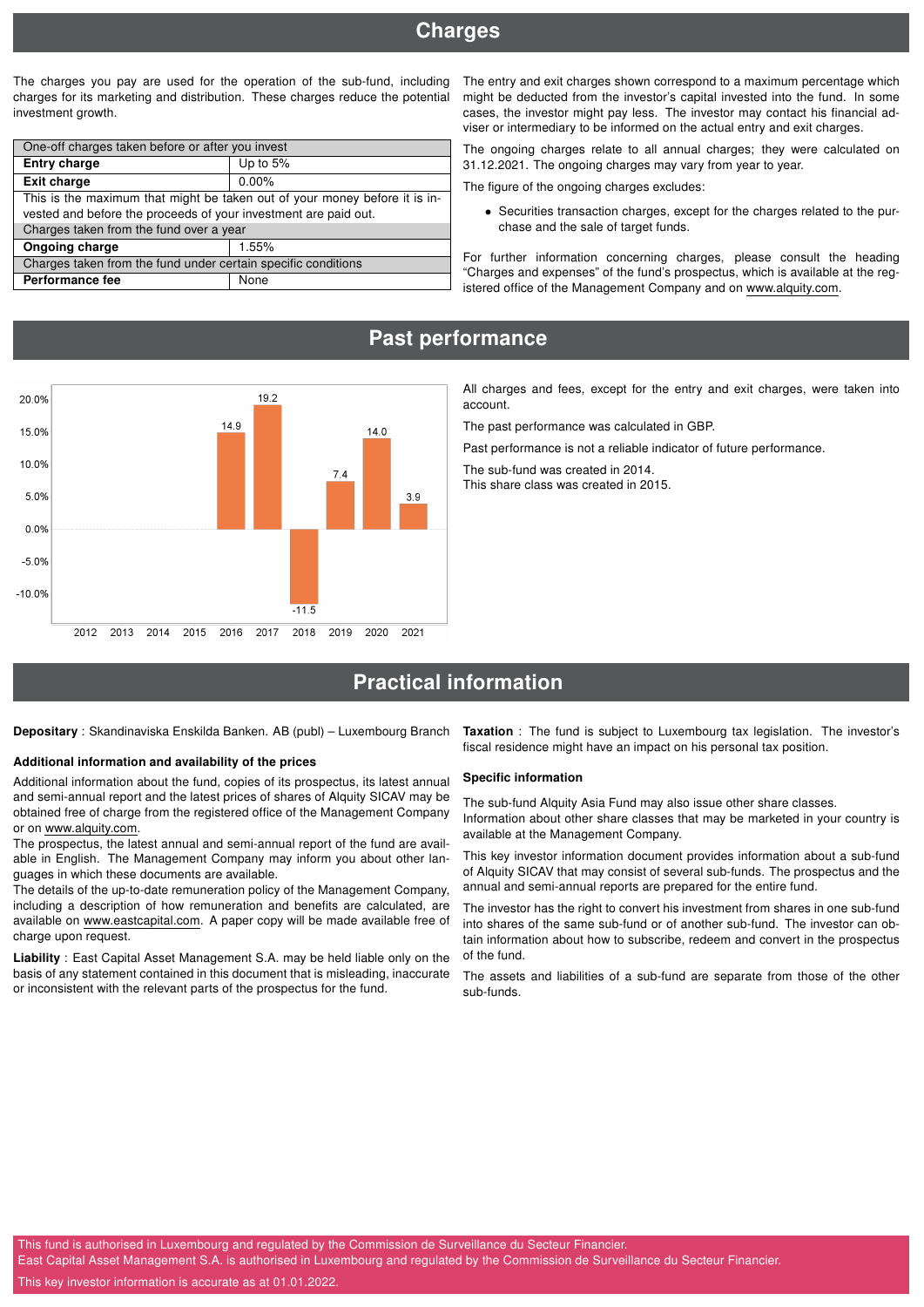## Charges

The charges you pay are used for the operation of the sub-fund, including charges for its marketing and distribution. These charges reduce the potential investment growth.

| One-off charges taken before or after you invest | |
|---|---|
| **Entry charge** | Up to 5% |
| **Exit charge** | 0.00% |
| This is the maximum that might be taken out of your money before it is invested and before the proceeds of your investment are paid out. | |
| Charges taken from the fund over a year | |
| **Ongoing charge** | 1.55% |
| Charges taken from the fund under certain specific conditions | |
| **Performance fee** | None |

The entry and exit charges shown correspond to a maximum percentage which might be deducted from the investor's capital invested into the fund. In some cases, the investor might pay less. The investor may contact his financial adviser or intermediary to be informed on the actual entry and exit charges.

The ongoing charges relate to all annual charges; they were calculated on 31.12.2021. The ongoing charges may vary from year to year.

The figure of the ongoing charges excludes:

- Securities transaction charges, except for the charges related to the purchase and the sale of target funds.

For further information concerning charges, please consult the heading "Charges and expenses" of the fund's prospectus, which is available at the registered office of the Management Company and on www.alquity.com.

## Past performance

20.0%
15.0%
10.0%
5.0%
0.0%
-5.0%
-10.0%

14.9
19.2
-11.5
7.4
14.0
3.9

2012 2013 2014 2015 2016 2017 2018 2019 2020 2021

All charges and fees, except for the entry and exit charges, were taken into account.

The past performance was calculated in GBP.

Past performance is not a reliable indicator of future performance.

The sub-fund was created in 2014.
This share class was created in 2015.

## Practical information

**Depositary** : Skandinaviska Enskilda Banken. AB (publ) – Luxembourg Branch

### Additional information and availability of the prices

Additional information about the fund, copies of its prospectus, its latest annual and semi-annual report and the latest prices of shares of Alquity SICAV may be obtained free of charge from the registered office of the Management Company or on www.alquity.com.

The prospectus, the latest annual and semi-annual report of the fund are available in English. The Management Company may inform you about other languages in which these documents are available.

The details of the up-to-date remuneration policy of the Management Company, including a description of how remuneration and benefits are calculated, are available on www.eastcapital.com. A paper copy will be made available free of charge upon request.

**Liability** : East Capital Asset Management S.A. may be held liable only on the basis of any statement contained in this document that is misleading, inaccurate or inconsistent with the relevant parts of the prospectus for the fund.

**Taxation** : The fund is subject to Luxembourg tax legislation. The investor's fiscal residence might have an impact on his personal tax position.

### Specific information

The sub-fund Alquity Asia Fund may also issue other share classes.
Information about other share classes that may be marketed in your country is available at the Management Company.

This key investor information document provides information about a sub-fund of Alquity SICAV that may consist of several sub-funds. The prospectus and the annual and semi-annual reports are prepared for the entire fund.

The investor has the right to convert his investment from shares in one sub-fund into shares of the same sub-fund or of another sub-fund. The investor can obtain information about how to subscribe, redeem and convert in the prospectus of the fund.

The assets and liabilities of a sub-fund are separate from those of the other sub-funds.

This fund is authorised in Luxembourg and regulated by the Commission de Surveillance du Secteur Financier.
East Capital Asset Management S.A. is authorised in Luxembourg and regulated by the Commission de Surveillance du Secteur Financier.

This key investor information is accurate as at 01.01.2022.